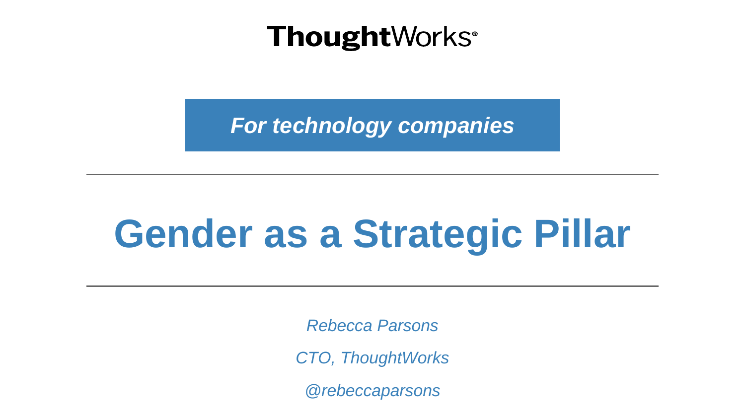**ThoughtWorks®**

***For technology companies***

---

# Gender as a Strategic Pillar

---

*Rebecca Parsons*

*CTO, ThoughtWorks*

*@rebeccaparsons*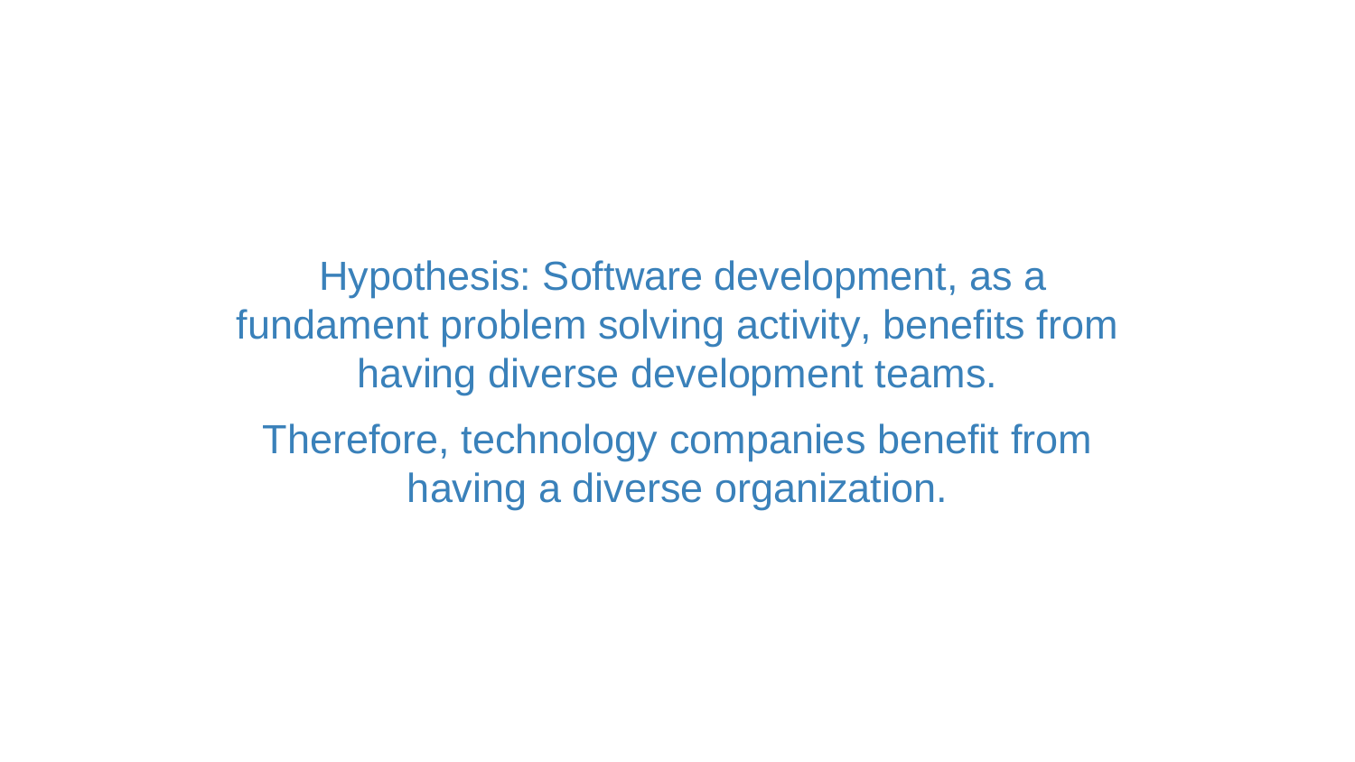Hypothesis: Software development, as a fundament problem solving activity, benefits from having diverse development teams.

Therefore, technology companies benefit from having a diverse organization.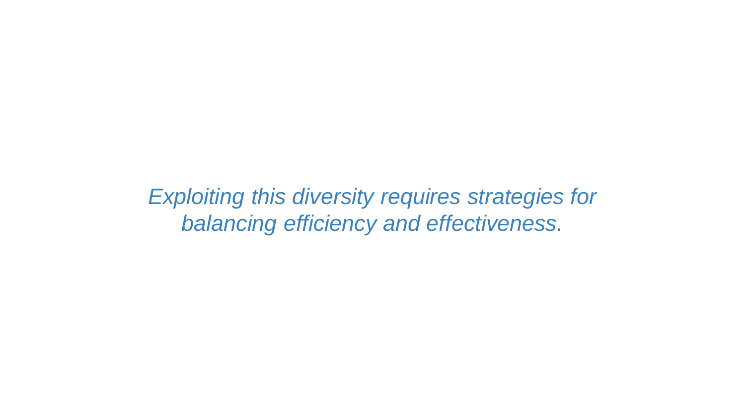*Exploiting this diversity requires strategies for balancing efficiency and effectiveness.*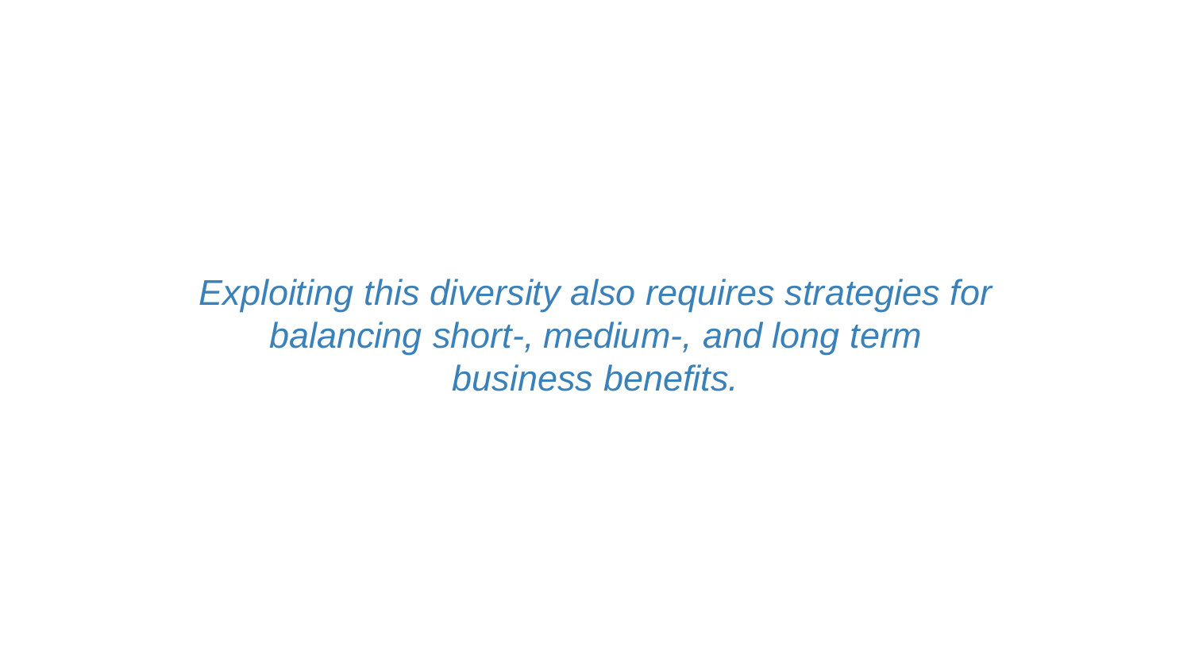*Exploiting this diversity also requires strategies for balancing short-, medium-, and long term business benefits.*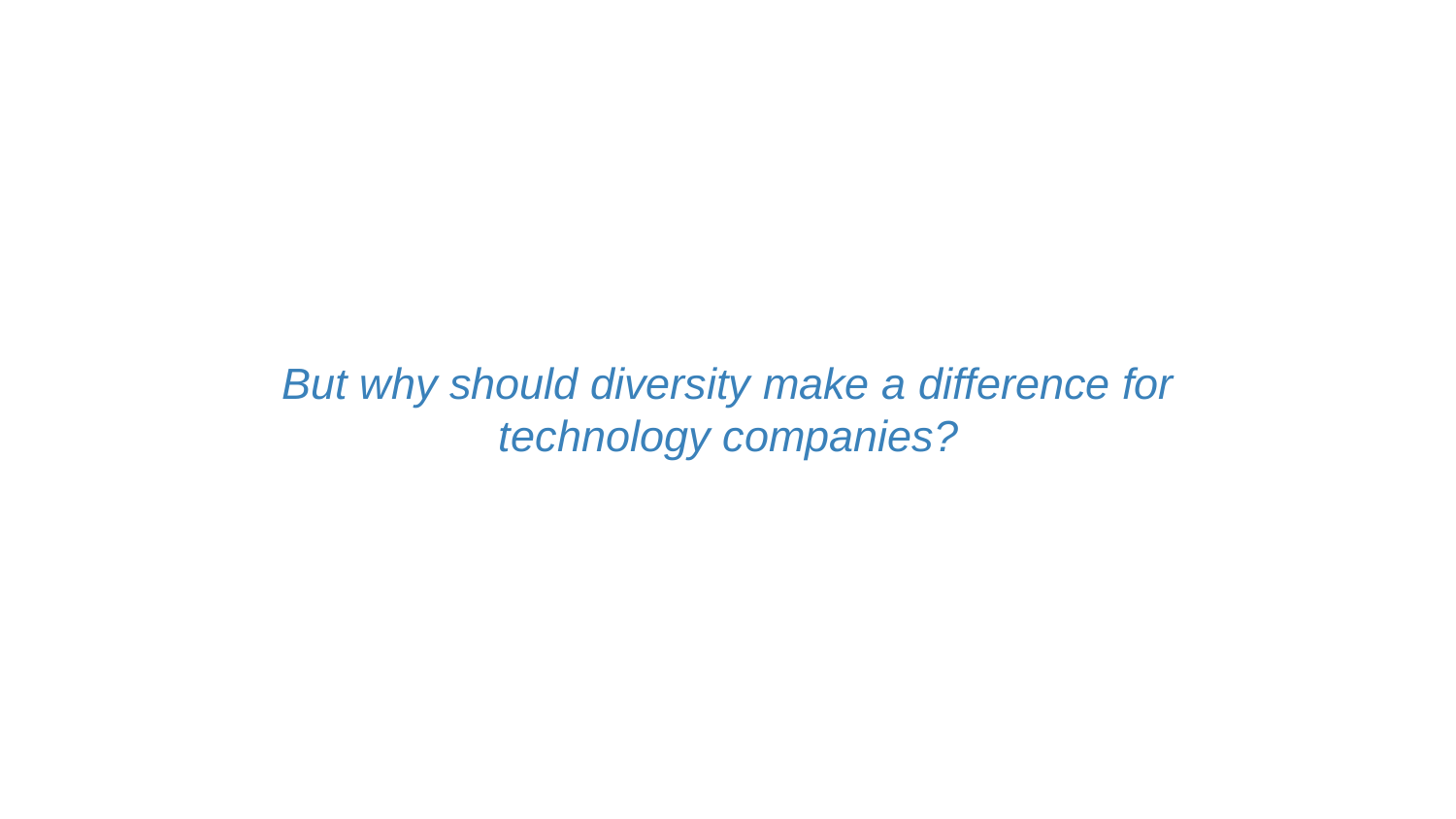*But why should diversity make a difference for technology companies?*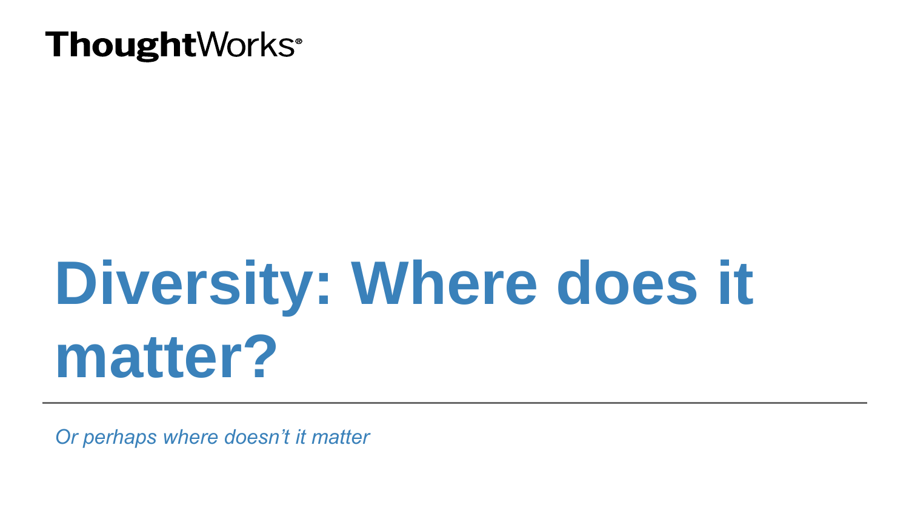ThoughtWorks®

# Diversity: Where does it matter?

*Or perhaps where doesn’t it matter*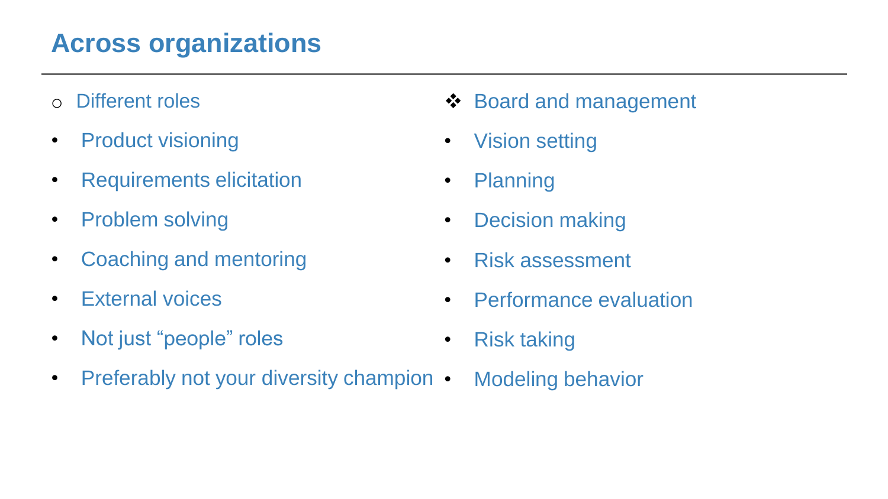# Across organizations

- Different roles
  - Product visioning
  - Requirements elicitation
  - Problem solving
  - Coaching and mentoring
  - External voices
  - Not just “people” roles
  - Preferably not your diversity champion

- Board and management
  - Vision setting
  - Planning
  - Decision making
  - Risk assessment
  - Performance evaluation
  - Risk taking
  - Modeling behavior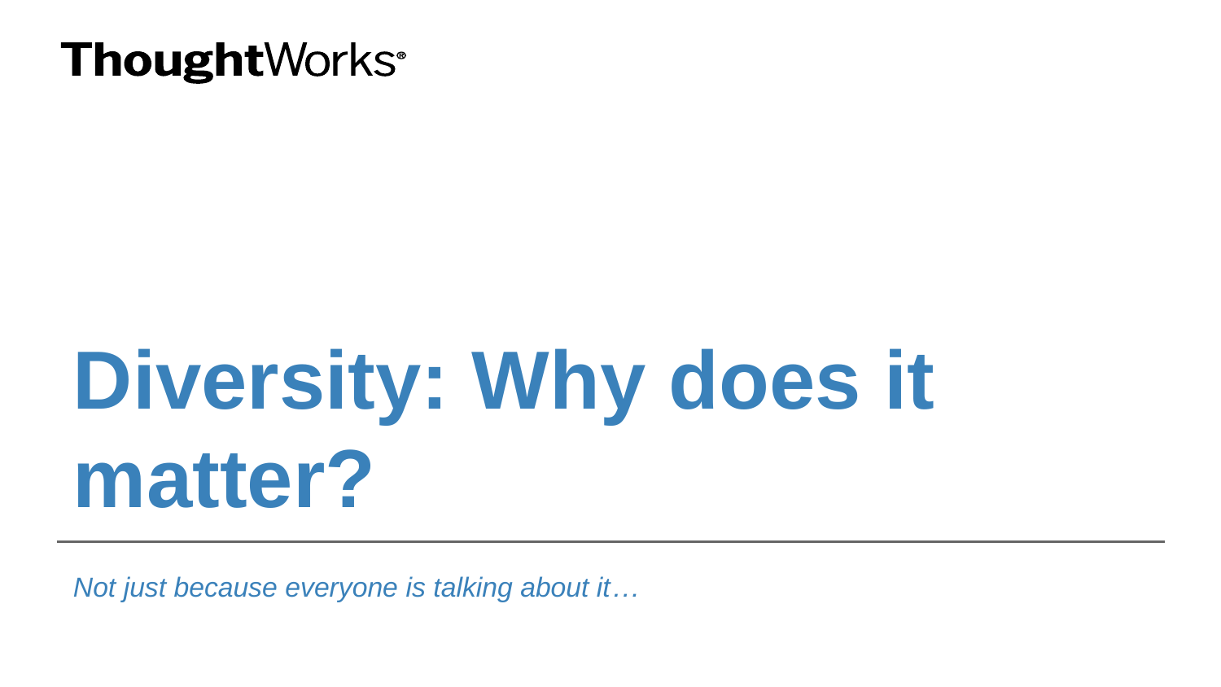ThoughtWorks®

# Diversity: Why does it matter?

*Not just because everyone is talking about it…*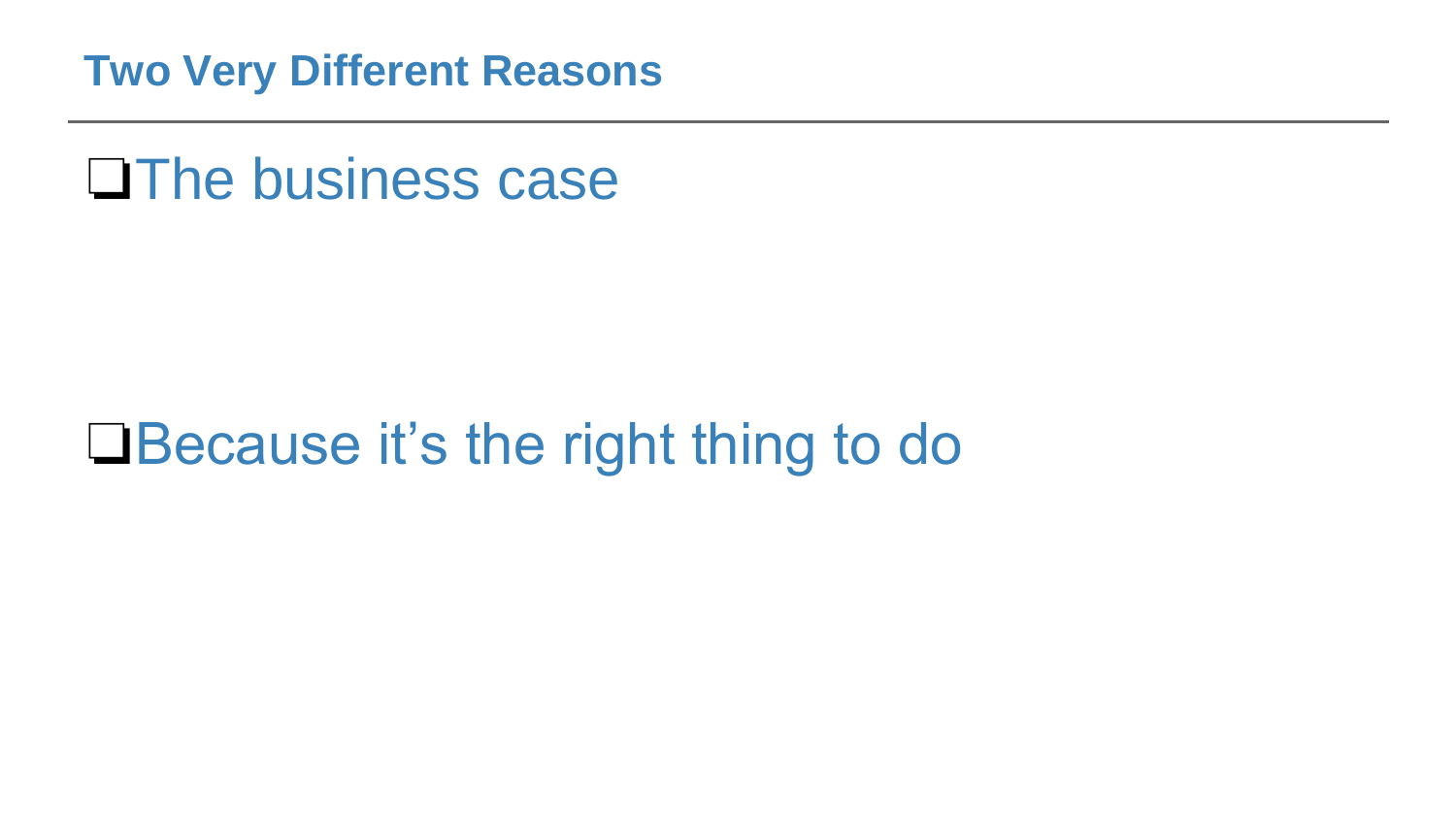## Two Very Different Reasons

- ❑The business case

- ❑Because it's the right thing to do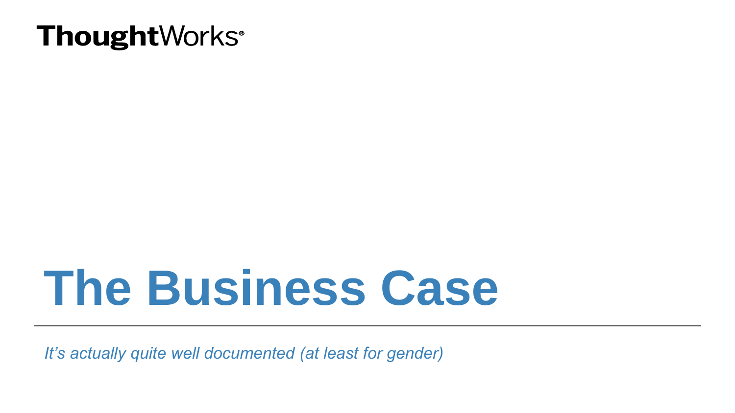# The Business Case

*It's actually quite well documented (at least for gender)*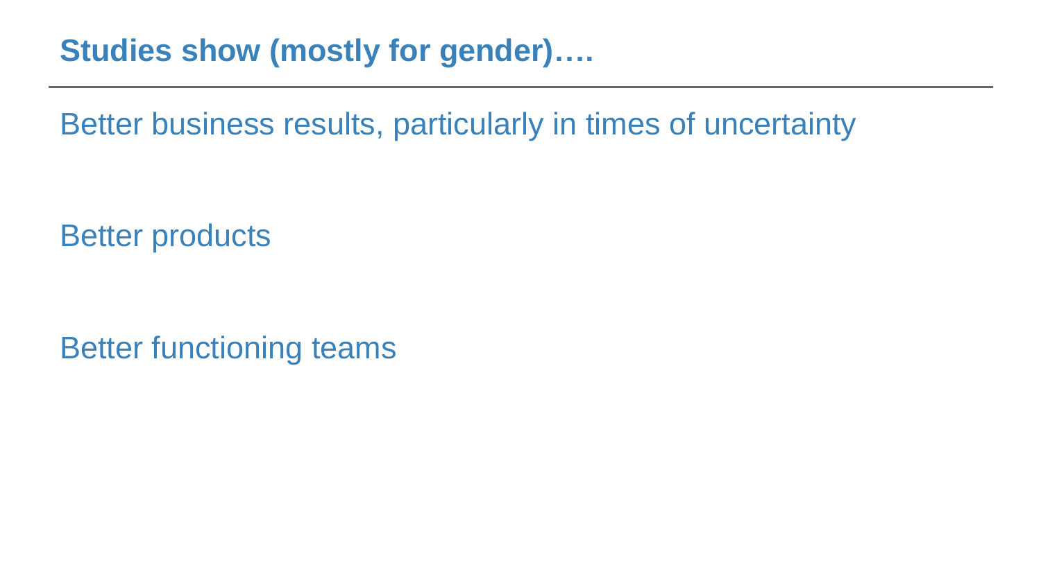## Studies show (mostly for gender)….

Better business results, particularly in times of uncertainty

Better products

Better functioning teams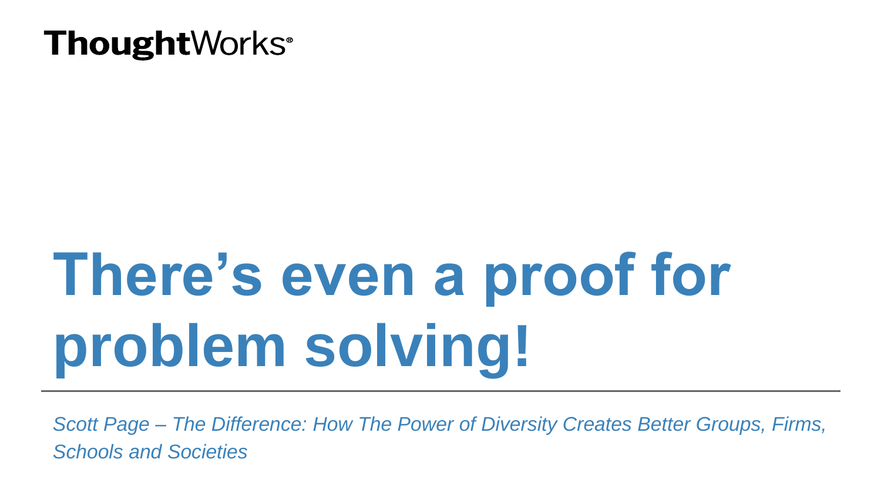# There’s even a proof for problem solving!

*Scott Page – The Difference: How The Power of Diversity Creates Better Groups, Firms, Schools and Societies*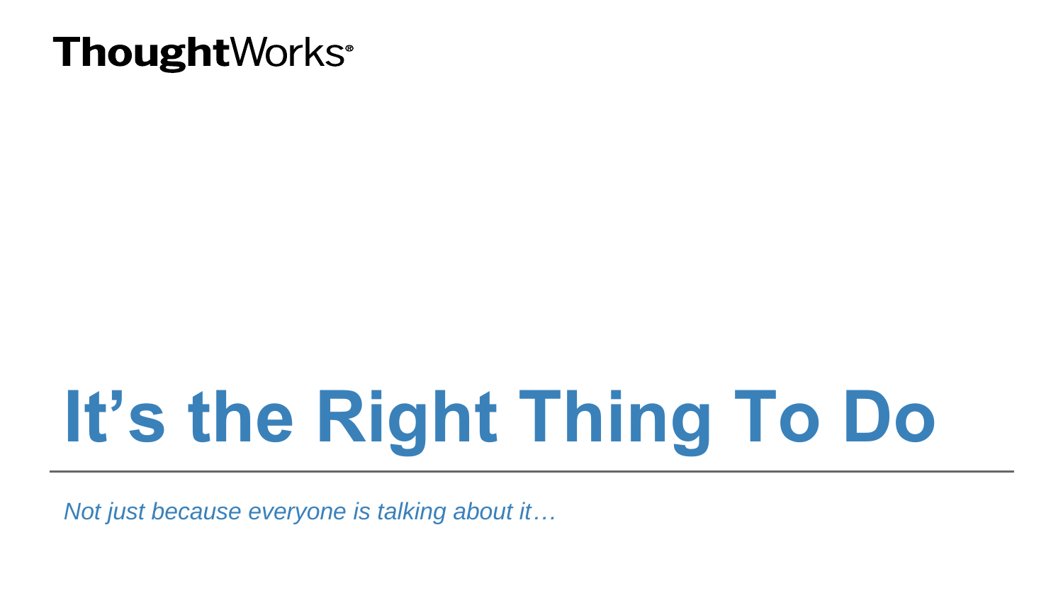ThoughtWorks®

# It's the Right Thing To Do

*Not just because everyone is talking about it…*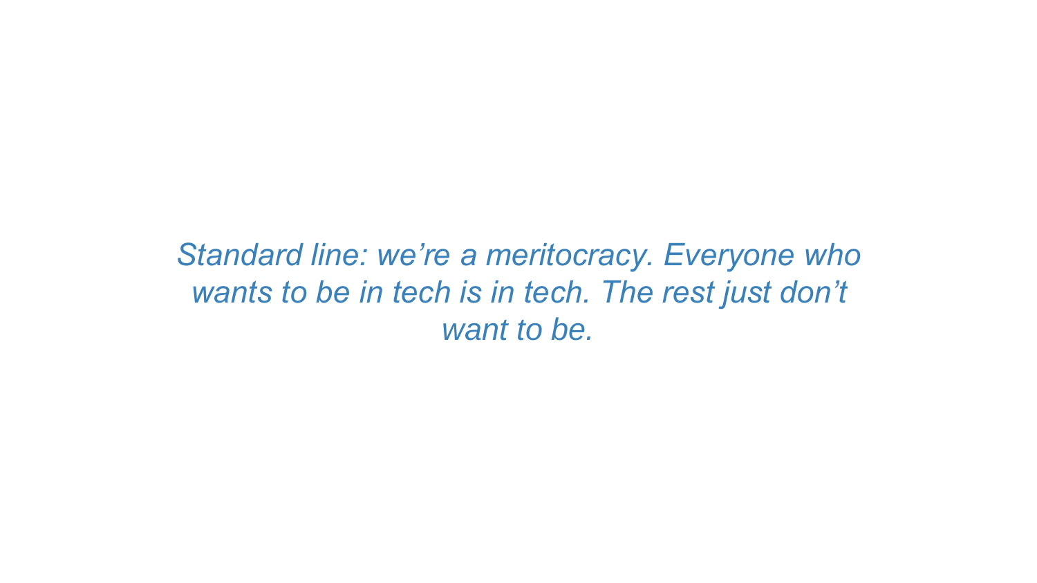*Standard line: we’re a meritocracy. Everyone who wants to be in tech is in tech. The rest just don’t want to be.*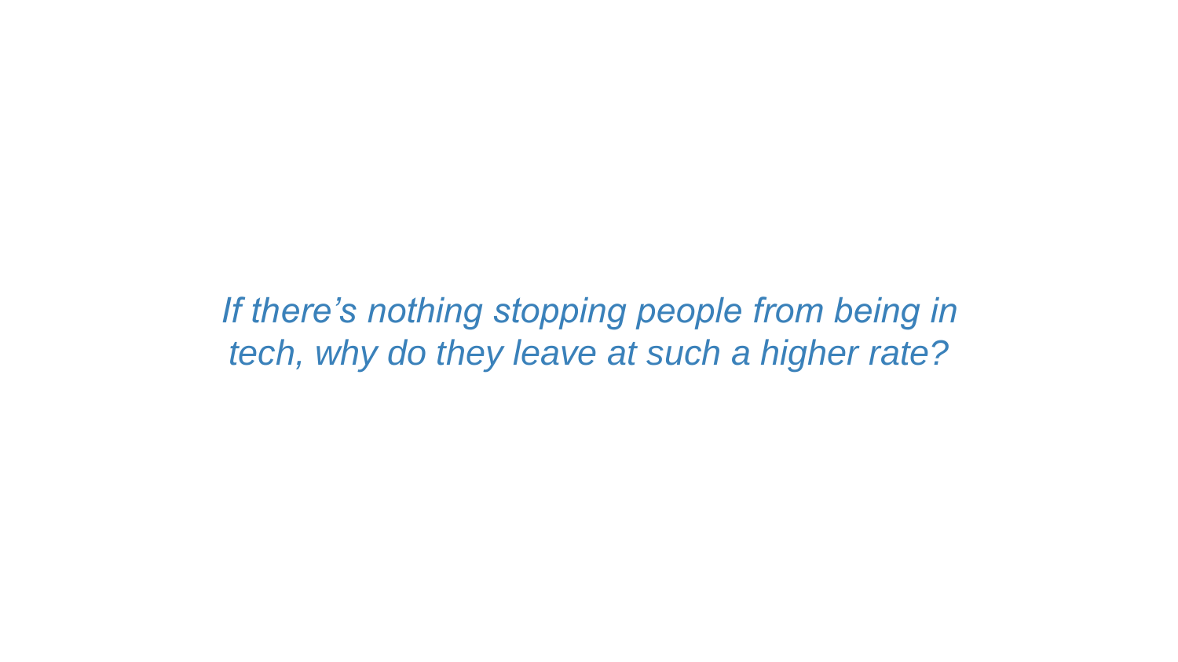*If there's nothing stopping people from being in tech, why do they leave at such a higher rate?*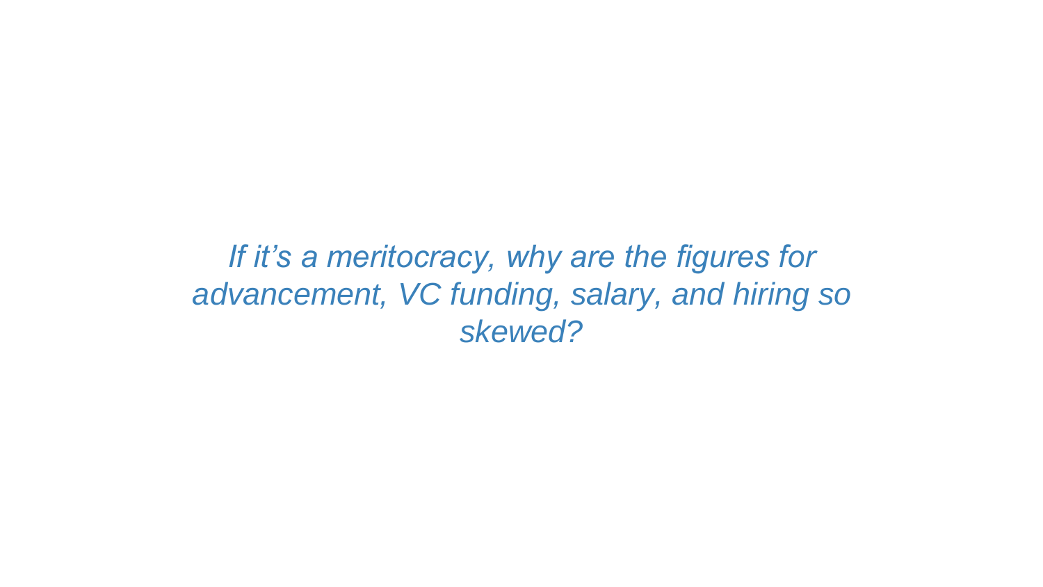*If it’s a meritocracy, why are the figures for advancement, VC funding, salary, and hiring so skewed?*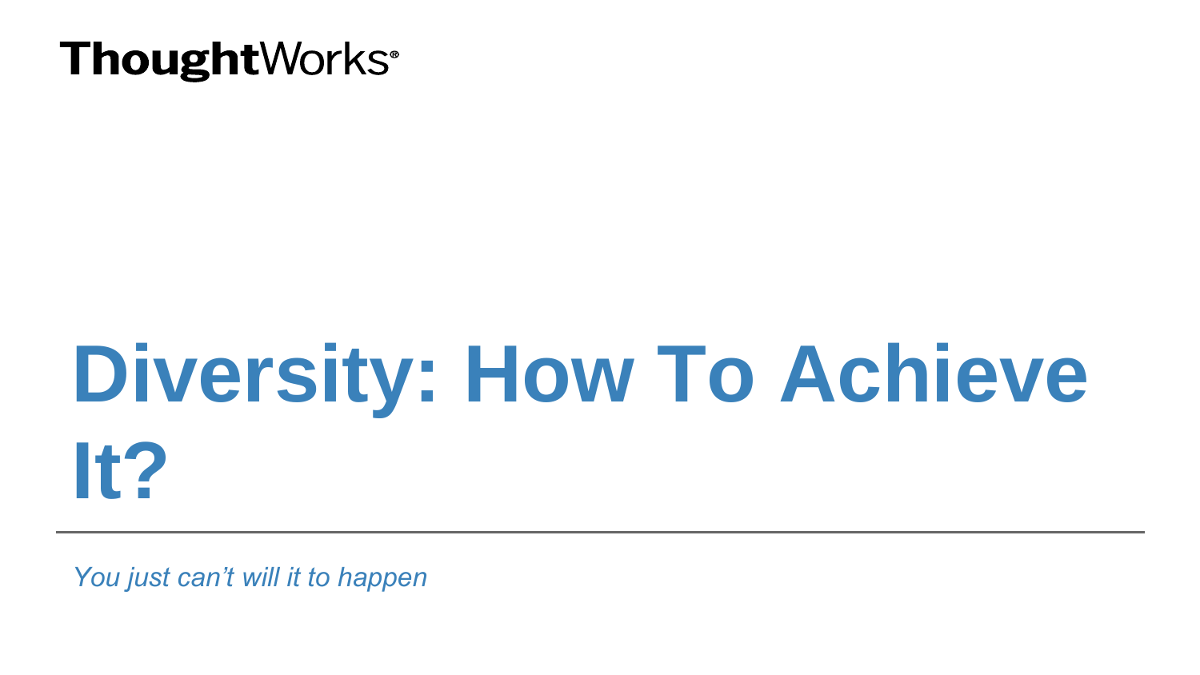ThoughtWorks®

# Diversity: How To Achieve It?

*You just can’t will it to happen*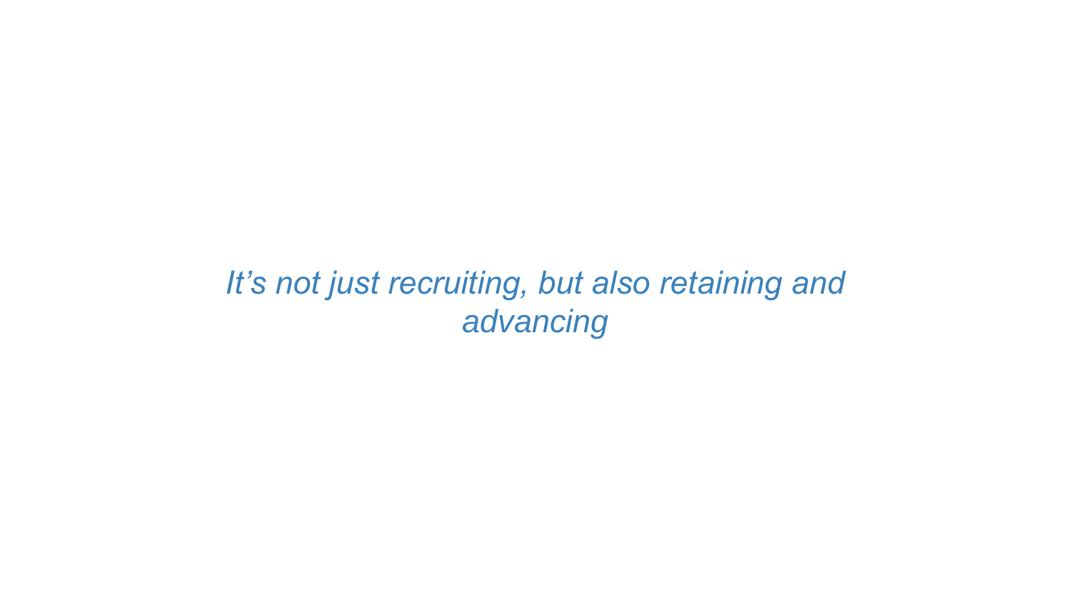*It's not just recruiting, but also retaining and advancing*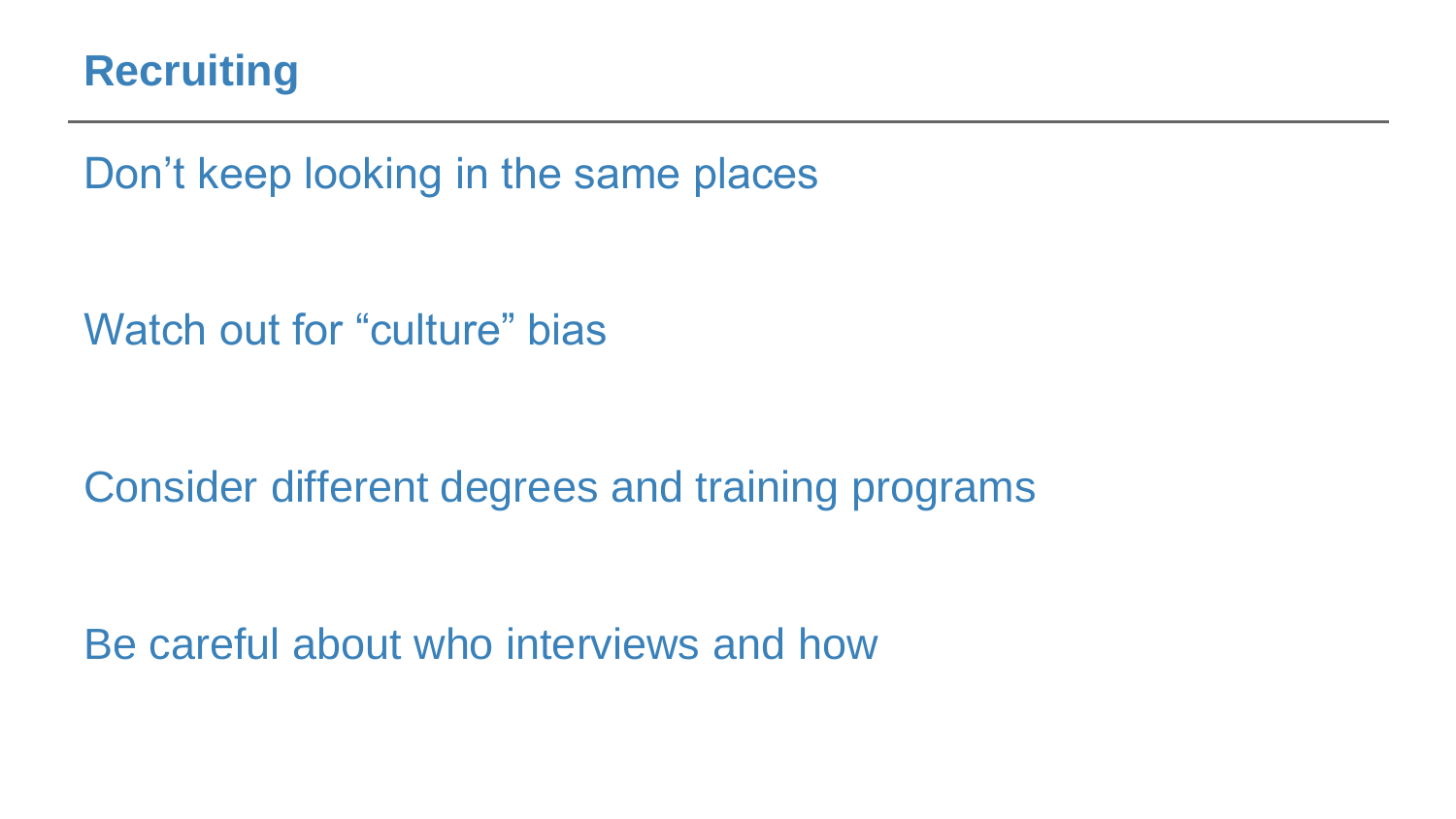## Recruiting

Don’t keep looking in the same places

Watch out for “culture” bias

Consider different degrees and training programs

Be careful about who interviews and how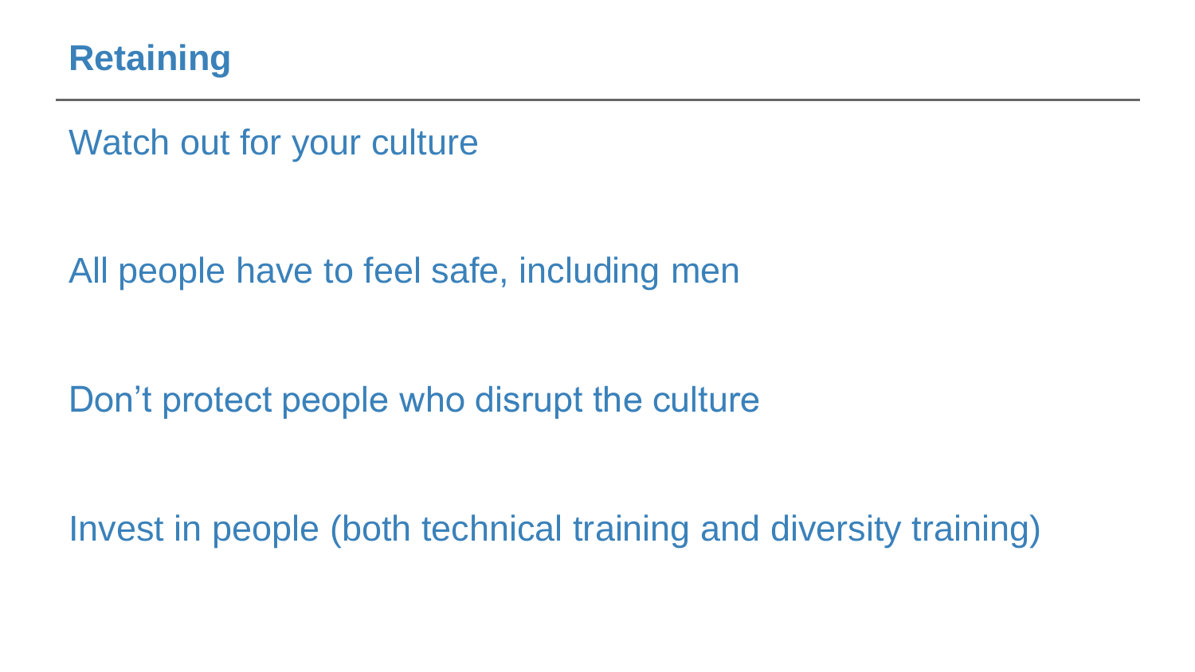## Retaining

Watch out for your culture

All people have to feel safe, including men

Don’t protect people who disrupt the culture

Invest in people (both technical training and diversity training)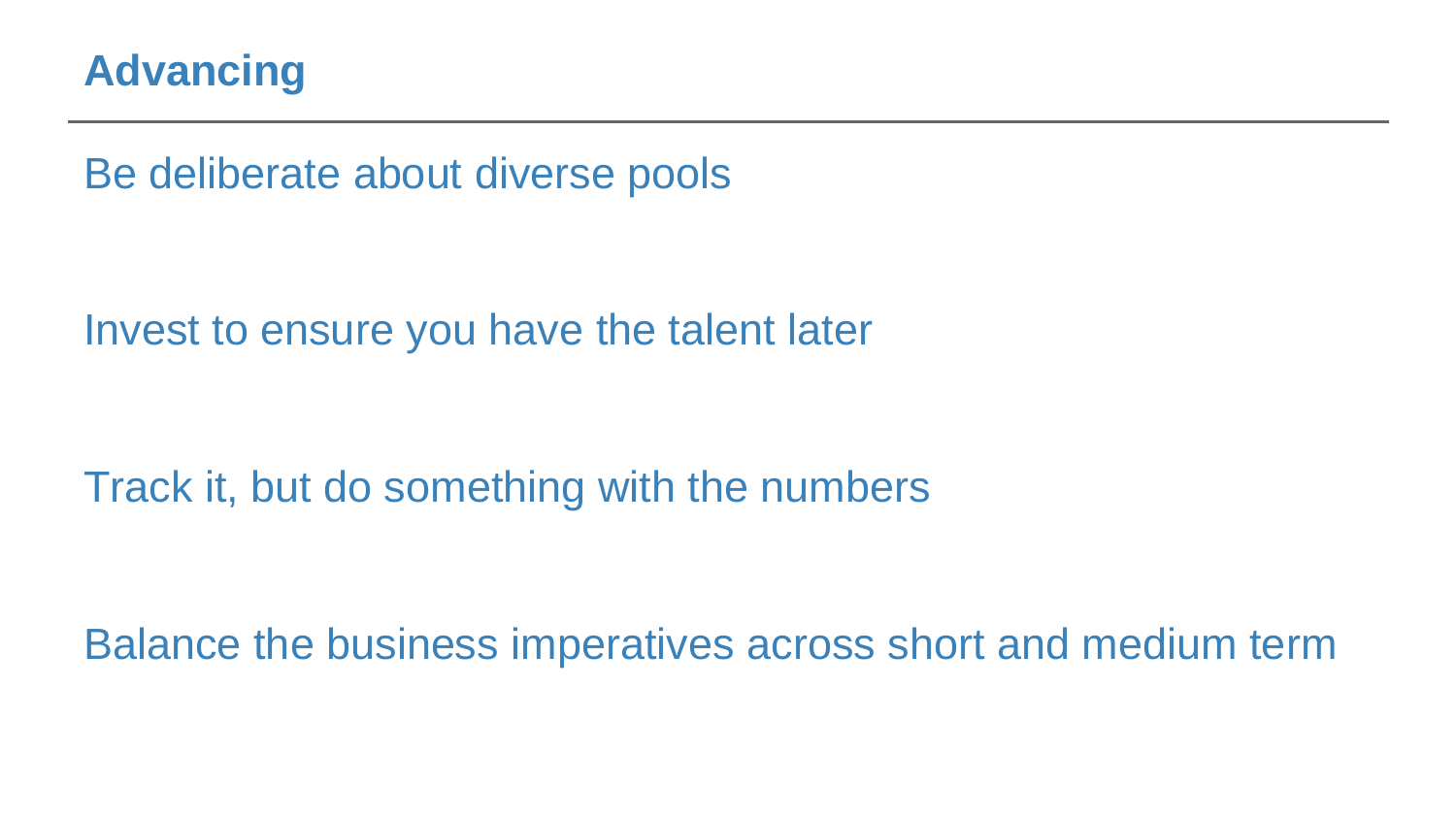# Advancing

Be deliberate about diverse pools

Invest to ensure you have the talent later

Track it, but do something with the numbers

Balance the business imperatives across short and medium term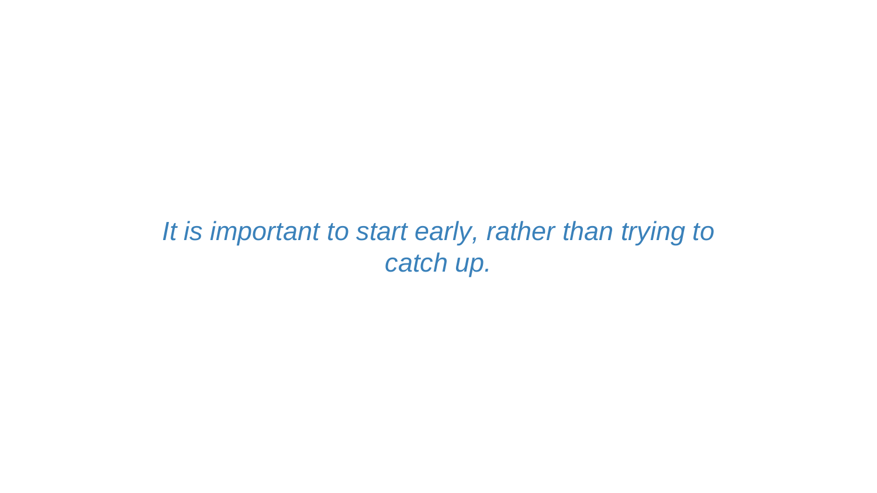*It is important to start early, rather than trying to catch up.*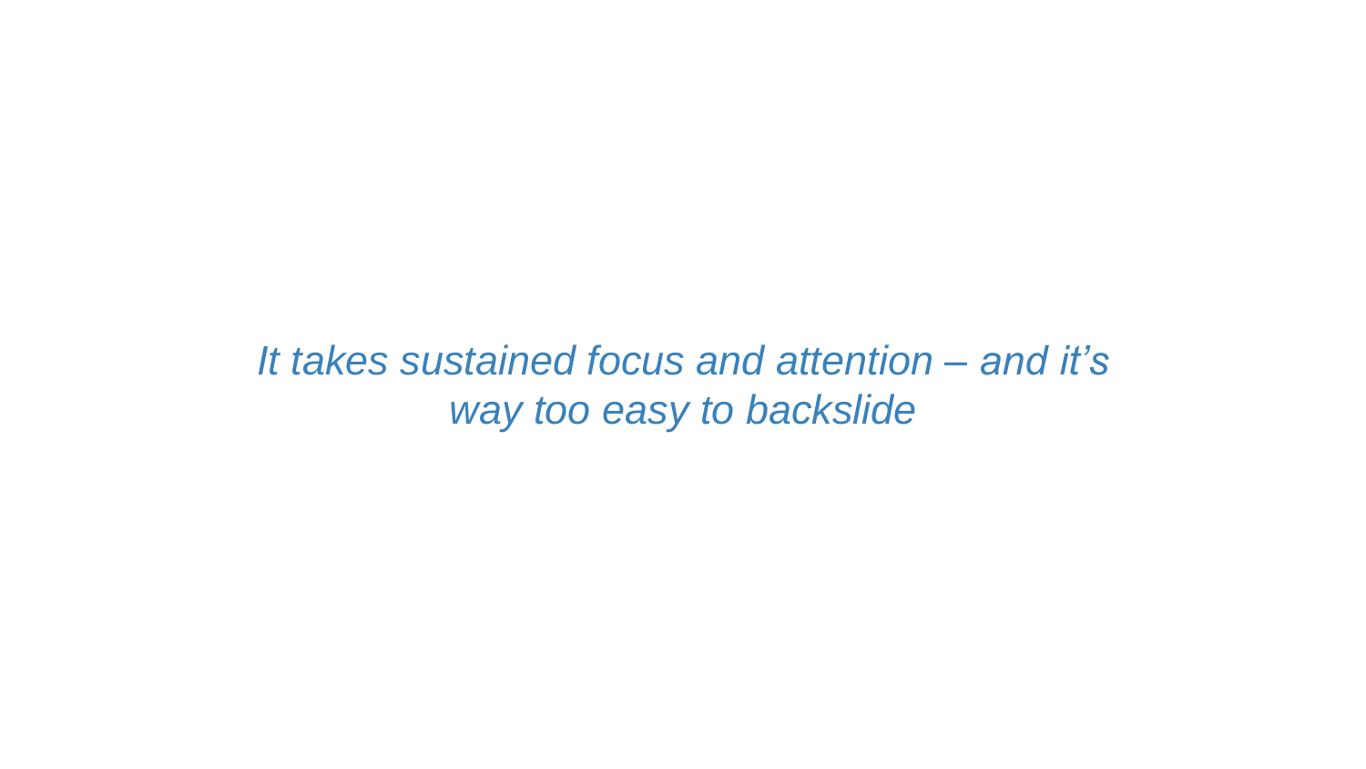*It takes sustained focus and attention – and it's way too easy to backslide*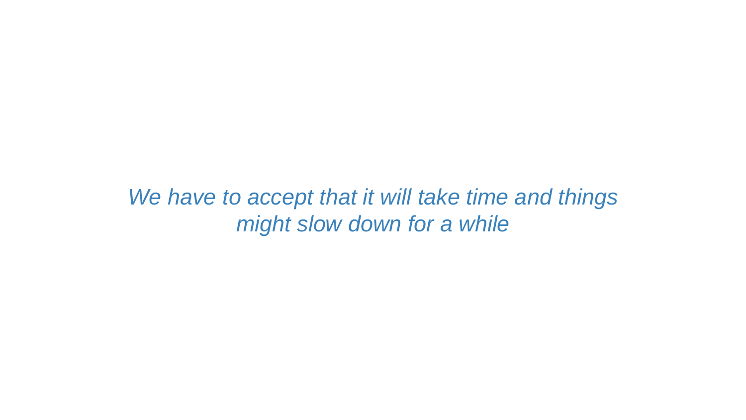*We have to accept that it will take time and things might slow down for a while*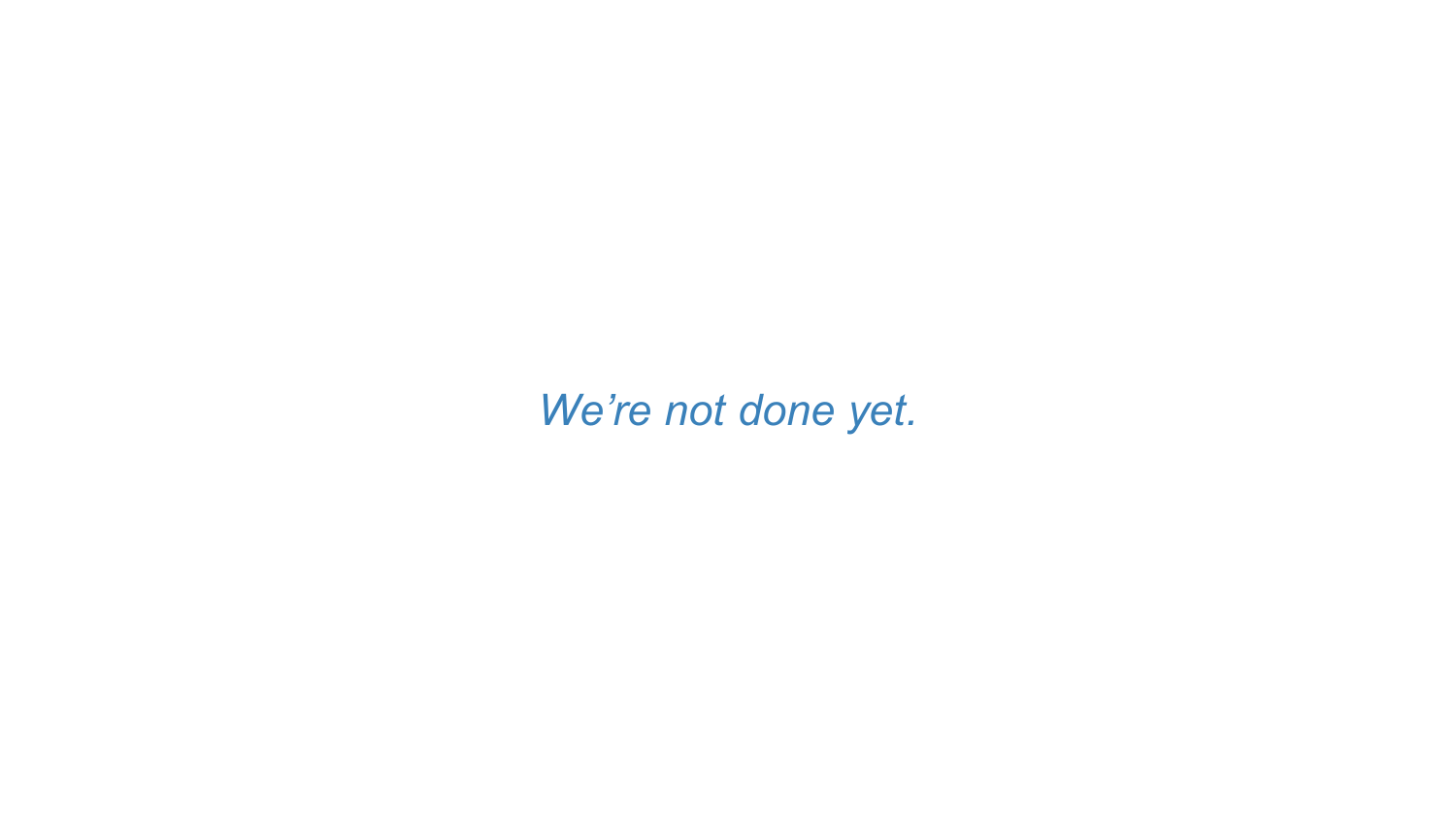*We’re not done yet.*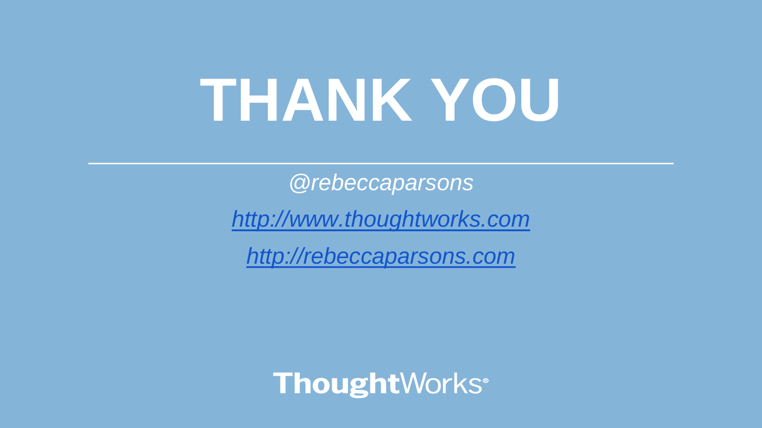# THANK YOU

---

*@rebeccaparsons*

*[http://www.thoughtworks.com](http://www.thoughtworks.com)*

*[http://rebeccaparsons.com](http://rebeccaparsons.com)*

ThoughtWorks®